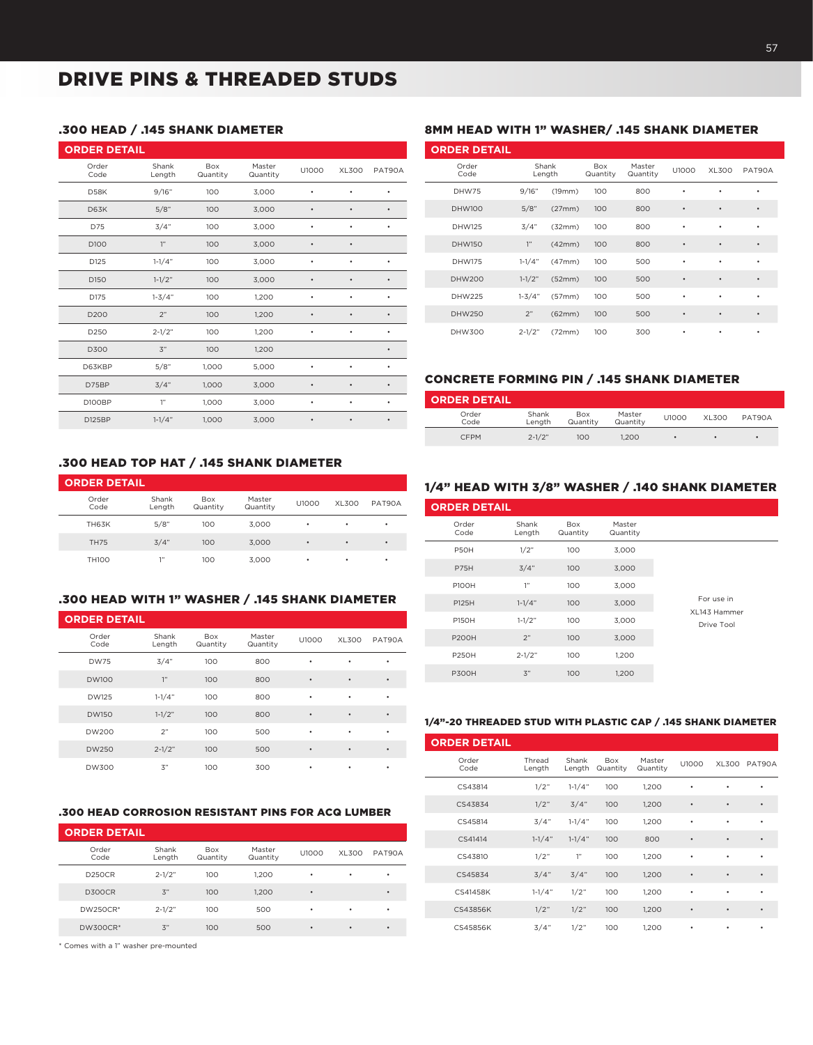# DRIVE PINS & THREADED STUDS

## .300 HEAD / .145 SHANK DIAMETER

**ORDER DETAIL**

| Order Code | Shank Length | Box Quantity | Master Quantity | U1000 | XL300 | PAT90A |
|---|---|---|---|---|---|---|
| D58K | 9/16" | 100 | 3,000 | • | • | • |
| D63K | 5/8" | 100 | 3,000 | • | • | • |
| D75 | 3/4" | 100 | 3,000 | • | • | • |
| D100 | 1" | 100 | 3,000 | • | • | |
| D125 | 1-1/4" | 100 | 3,000 | • | • | • |
| D150 | 1-1/2" | 100 | 3,000 | • | • | • |
| D175 | 1-3/4" | 100 | 1,200 | • | • | • |
| D200 | 2" | 100 | 1,200 | • | • | • |
| D250 | 2-1/2" | 100 | 1,200 | • | • | • |
| D300 | 3" | 100 | 1,200 | | | • |
| D63KBP | 5/8" | 1,000 | 5,000 | • | • | • |
| D75BP | 3/4" | 1,000 | 3,000 | • | • | • |
| D100BP | 1" | 1,000 | 3,000 | • | • | • |
| D125BP | 1-1/4" | 1,000 | 3,000 | • | • | • |

## .300 HEAD TOP HAT / .145 SHANK DIAMETER

**ORDER DETAIL**

| Order Code | Shank Length | Box Quantity | Master Quantity | U1000 | XL300 | PAT90A |
|---|---|---|---|---|---|---|
| TH63K | 5/8" | 100 | 3,000 | • | • | • |
| TH75 | 3/4" | 100 | 3,000 | • | • | • |
| TH100 | 1" | 100 | 3,000 | • | • | • |

## .300 HEAD WITH 1" WASHER / .145 SHANK DIAMETER

**ORDER DETAIL**

| Order Code | Shank Length | Box Quantity | Master Quantity | U1000 | XL300 | PAT90A |
|---|---|---|---|---|---|---|
| DW75 | 3/4" | 100 | 800 | • | • | • |
| DW100 | 1" | 100 | 800 | • | • | • |
| DW125 | 1-1/4" | 100 | 800 | • | • | • |
| DW150 | 1-1/2" | 100 | 800 | • | • | • |
| DW200 | 2" | 100 | 500 | • | • | • |
| DW250 | 2-1/2" | 100 | 500 | • | • | • |
| DW300 | 3" | 100 | 300 | • | • | • |

## .300 HEAD CORROSION RESISTANT PINS FOR ACQ LUMBER

**ORDER DETAIL**

| Order Code | Shank Length | Box Quantity | Master Quantity | U1000 | XL300 | PAT90A |
|---|---|---|---|---|---|---|
| D250CR | 2-1/2" | 100 | 1,200 | • | • | • |
| D300CR | 3" | 100 | 1,200 | • | | • |
| DW250CR* | 2-1/2" | 100 | 500 | • | • | • |
| DW300CR* | 3" | 100 | 500 | • | • | • |

* Comes with a 1" washer pre-mounted

## 8MM HEAD WITH 1" WASHER/ .145 SHANK DIAMETER

**ORDER DETAIL**

| Order Code | Shank Length | | Box Quantity | Master Quantity | U1000 | XL300 | PAT90A |
|---|---|---|---|---|---|---|---|
| DHW75 | 9/16" | (19mm) | 100 | 800 | • | • | • |
| DHW100 | 5/8" | (27mm) | 100 | 800 | • | • | • |
| DHW125 | 3/4" | (32mm) | 100 | 800 | • | • | • |
| DHW150 | 1" | (42mm) | 100 | 800 | • | • | • |
| DHW175 | 1-1/4" | (47mm) | 100 | 500 | • | • | • |
| DHW200 | 1-1/2" | (52mm) | 100 | 500 | • | • | • |
| DHW225 | 1-3/4" | (57mm) | 100 | 500 | • | • | • |
| DHW250 | 2" | (62mm) | 100 | 500 | • | • | • |
| DHW300 | 2-1/2" | (72mm) | 100 | 300 | • | • | • |

## CONCRETE FORMING PIN / .145 SHANK DIAMETER

**ORDER DETAIL**

| Order Code | Shank Length | Box Quantity | Master Quantity | U1000 | XL300 | PAT90A |
|---|---|---|---|---|---|---|
| CFPM | 2-1/2" | 100 | 1,200 | • | • | • |

## 1/4" HEAD WITH 3/8" WASHER / .140 SHANK DIAMETER

**ORDER DETAIL**

| Order Code | Shank Length | Box Quantity | Master Quantity |
|---|---|---|---|
| P50H | 1/2" | 100 | 3,000 |
| P75H | 3/4" | 100 | 3,000 |
| P100H | 1" | 100 | 3,000 |
| P125H | 1-1/4" | 100 | 3,000 |
| P150H | 1-1/2" | 100 | 3,000 |
| P200H | 2" | 100 | 3,000 |
| P250H | 2-1/2" | 100 | 1,200 |
| P300H | 3" | 100 | 1,200 |

For use in XL143 Hammer Drive Tool

## 1/4"-20 THREADED STUD WITH PLASTIC CAP / .145 SHANK DIAMETER

**ORDER DETAIL**

| Order Code | Thread Length | Shank Length | Box Quantity | Master Quantity | U1000 | XL300 | PAT90A |
|---|---|---|---|---|---|---|---|
| CS43814 | 1/2" | 1-1/4" | 100 | 1,200 | • | • | • |
| CS43834 | 1/2" | 3/4" | 100 | 1,200 | • | • | • |
| CS45814 | 3/4" | 1-1/4" | 100 | 1,200 | • | • | • |
| CS41414 | 1-1/4" | 1-1/4" | 100 | 800 | • | • | • |
| CS43810 | 1/2" | 1" | 100 | 1,200 | • | • | • |
| CS45834 | 3/4" | 3/4" | 100 | 1,200 | • | • | • |
| CS41458K | 1-1/4" | 1/2" | 100 | 1,200 | • | • | • |
| CS43856K | 1/2" | 1/2" | 100 | 1,200 | • | • | • |
| CS45856K | 3/4" | 1/2" | 100 | 1,200 | • | • | • |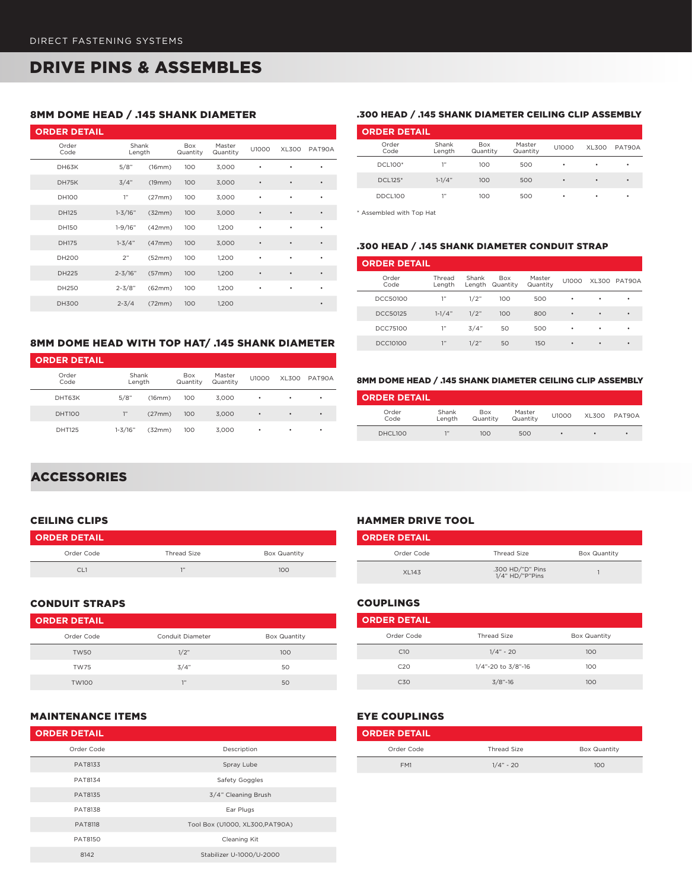DIRECT FASTENING SYSTEMS

# DRIVE PINS & ASSEMBLES

### 8MM DOME HEAD / .145 SHANK DIAMETER

**ORDER DETAIL**

| Order Code | Shank Length | | Box Quantity | Master Quantity | U1000 | XL300 | PAT90A |
|---|---|---|---|---|---|---|---|
| DH63K | 5/8" | (16mm) | 100 | 3,000 | • | • | • |
| DH75K | 3/4" | (19mm) | 100 | 3,000 | • | • | • |
| DH100 | 1" | (27mm) | 100 | 3,000 | • | • | • |
| DH125 | 1-3/16" | (32mm) | 100 | 3,000 | • | • | • |
| DH150 | 1-9/16" | (42mm) | 100 | 1,200 | • | • | • |
| DH175 | 1-3/4" | (47mm) | 100 | 3,000 | • | • | • |
| DH200 | 2" | (52mm) | 100 | 1,200 | • | • | • |
| DH225 | 2-3/16" | (57mm) | 100 | 1,200 | • | • | • |
| DH250 | 2-3/8" | (62mm) | 100 | 1,200 | • | • | • |
| DH300 | 2-3/4 | (72mm) | 100 | 1,200 | | | • |

### 8MM DOME HEAD WITH TOP HAT/ .145 SHANK DIAMETER

**ORDER DETAIL**

| Order Code | Shank Length | | Box Quantity | Master Quantity | U1000 | XL300 | PAT90A |
|---|---|---|---|---|---|---|---|
| DHT63K | 5/8" | (16mm) | 100 | 3,000 | • | • | • |
| DHT100 | 1" | (27mm) | 100 | 3,000 | • | • | • |
| DHT125 | 1-3/16" | (32mm) | 100 | 3,000 | • | • | • |

### .300 HEAD / .145 SHANK DIAMETER CEILING CLIP ASSEMBLY

**ORDER DETAIL**

| Order Code | Shank Length | Box Quantity | Master Quantity | U1000 | XL300 | PAT90A |
|---|---|---|---|---|---|---|
| DCL100* | 1" | 100 | 500 | • | • | • |
| DCL125* | 1-1/4" | 100 | 500 | • | • | • |
| DDCL100 | 1" | 100 | 500 | • | • | • |

* Assembled with Top Hat

### .300 HEAD / .145 SHANK DIAMETER CONDUIT STRAP

**ORDER DETAIL**

| Order Code | Thread Length | Shank Length | Box Quantity | Master Quantity | U1000 | XL300 | PAT90A |
|---|---|---|---|---|---|---|---|
| DCC50100 | 1" | 1/2" | 100 | 500 | • | • | • |
| DCC50125 | 1-1/4" | 1/2" | 100 | 800 | • | • | • |
| DCC75100 | 1" | 3/4" | 50 | 500 | • | • | • |
| DCC10100 | 1" | 1/2" | 50 | 150 | • | • | • |

### 8MM DOME HEAD / .145 SHANK DIAMETER CEILING CLIP ASSEMBLY

**ORDER DETAIL**

| Order Code | Shank Length | Box Quantity | Master Quantity | U1000 | XL300 | PAT90A |
|---|---|---|---|---|---|---|
| DHCL100 | 1" | 100 | 500 | • | • | • |

## ACCESSORIES

### CEILING CLIPS

**ORDER DETAIL**

| Order Code | Thread Size | Box Quantity |
|---|---|---|
| CL1 | 1" | 100 |

### CONDUIT STRAPS

**ORDER DETAIL**

| Order Code | Conduit Diameter | Box Quantity |
|---|---|---|
| TW50 | 1/2" | 100 |
| TW75 | 3/4" | 50 |
| TW100 | 1" | 50 |

### MAINTENANCE ITEMS

**ORDER DETAIL**

| Order Code | Description |
|---|---|
| PAT8133 | Spray Lube |
| PAT8134 | Safety Goggles |
| PAT8135 | 3/4" Cleaning Brush |
| PAT8138 | Ear Plugs |
| PAT8118 | Tool Box (U1000, XL300,PAT90A) |
| PAT8150 | Cleaning Kit |
| 8142 | Stabilizer U-1000/U-2000 |

### HAMMER DRIVE TOOL

**ORDER DETAIL**

| Order Code | Thread Size | Box Quantity |
|---|---|---|
| XL143 | .300 HD/"D" Pins<br>1/4" HD/"P"Pins | 1 |

### COUPLINGS

**ORDER DETAIL**

| Order Code | Thread Size | Box Quantity |
|---|---|---|
| C10 | 1/4" - 20 | 100 |
| C20 | 1/4"-20 to 3/8"-16 | 100 |
| C30 | 3/8"-16 | 100 |

### EYE COUPLINGS

**ORDER DETAIL**

| Order Code | Thread Size | Box Quantity |
|---|---|---|
| FM1 | 1/4" - 20 | 100 |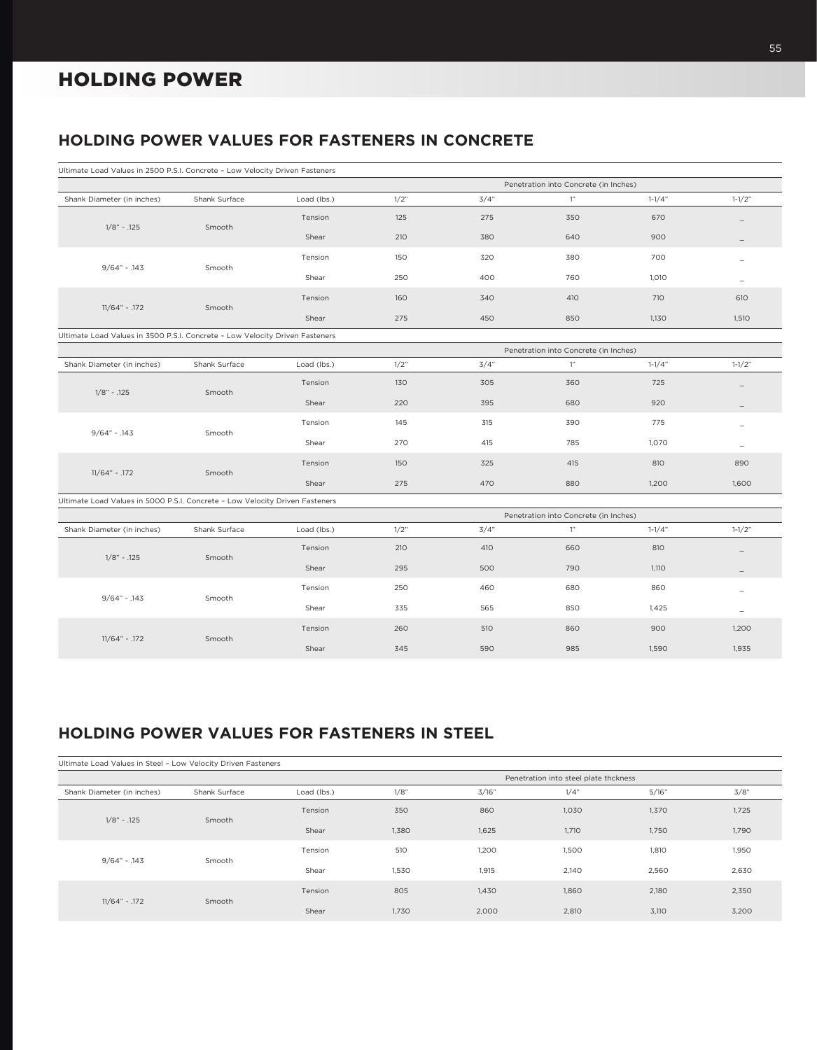# HOLDING POWER

## HOLDING POWER VALUES FOR FASTENERS IN CONCRETE

Ultimate Load Values in 2500 P.S.I. Concrete – Low Velocity Driven Fasteners

| | | | Penetration into Concrete (in Inches) | | | | |
|---|---|---|---|---|---|---|---|
| Shank Diameter (in inches) | Shank Surface | Load (lbs.) | 1/2" | 3/4" | 1" | 1-1/4" | 1-1/2" |
| 1/8" - .125 | Smooth | Tension | 125 | 275 | 350 | 670 | – |
| | | Shear | 210 | 380 | 640 | 900 | – |
| 9/64" - .143 | Smooth | Tension | 150 | 320 | 380 | 700 | – |
| | | Shear | 250 | 400 | 760 | 1,010 | – |
| 11/64" - .172 | Smooth | Tension | 160 | 340 | 410 | 710 | 610 |
| | | Shear | 275 | 450 | 850 | 1,130 | 1,510 |

Ultimate Load Values in 3500 P.S.I. Concrete – Low Velocity Driven Fasteners

| | | | Penetration into Concrete (in Inches) | | | | |
|---|---|---|---|---|---|---|---|
| Shank Diameter (in inches) | Shank Surface | Load (lbs.) | 1/2" | 3/4" | 1" | 1-1/4" | 1-1/2" |
| 1/8" - .125 | Smooth | Tension | 130 | 305 | 360 | 725 | – |
| | | Shear | 220 | 395 | 680 | 920 | – |
| 9/64" - .143 | Smooth | Tension | 145 | 315 | 390 | 775 | – |
| | | Shear | 270 | 415 | 785 | 1,070 | – |
| 11/64" - .172 | Smooth | Tension | 150 | 325 | 415 | 810 | 890 |
| | | Shear | 275 | 470 | 880 | 1,200 | 1,600 |

Ultimate Load Values in 5000 P.S.I. Concrete – Low Velocity Driven Fasteners

| | | | Penetration into Concrete (in Inches) | | | | |
|---|---|---|---|---|---|---|---|
| Shank Diameter (in inches) | Shank Surface | Load (lbs.) | 1/2" | 3/4" | 1" | 1-1/4" | 1-1/2" |
| 1/8" - .125 | Smooth | Tension | 210 | 410 | 660 | 810 | – |
| | | Shear | 295 | 500 | 790 | 1,110 | – |
| 9/64" - .143 | Smooth | Tension | 250 | 460 | 680 | 860 | – |
| | | Shear | 335 | 565 | 850 | 1,425 | – |
| 11/64" - .172 | Smooth | Tension | 260 | 510 | 860 | 900 | 1,200 |
| | | Shear | 345 | 590 | 985 | 1,590 | 1,935 |

## HOLDING POWER VALUES FOR FASTENERS IN STEEL

Ultimate Load Values in Steel – Low Velocity Driven Fasteners

| | | | Penetration into steel plate thckness | | | | |
|---|---|---|---|---|---|---|---|
| Shank Diameter (in inches) | Shank Surface | Load (lbs.) | 1/8" | 3/16" | 1/4" | 5/16" | 3/8" |
| 1/8" - .125 | Smooth | Tension | 350 | 860 | 1,030 | 1,370 | 1,725 |
| | | Shear | 1,380 | 1,625 | 1,710 | 1,750 | 1,790 |
| 9/64" - .143 | Smooth | Tension | 510 | 1,200 | 1,500 | 1,810 | 1,950 |
| | | Shear | 1,530 | 1,915 | 2,140 | 2,560 | 2,630 |
| 11/64" - .172 | Smooth | Tension | 805 | 1,430 | 1,860 | 2,180 | 2,350 |
| | | Shear | 1,730 | 2,000 | 2,810 | 3,110 | 3,200 |